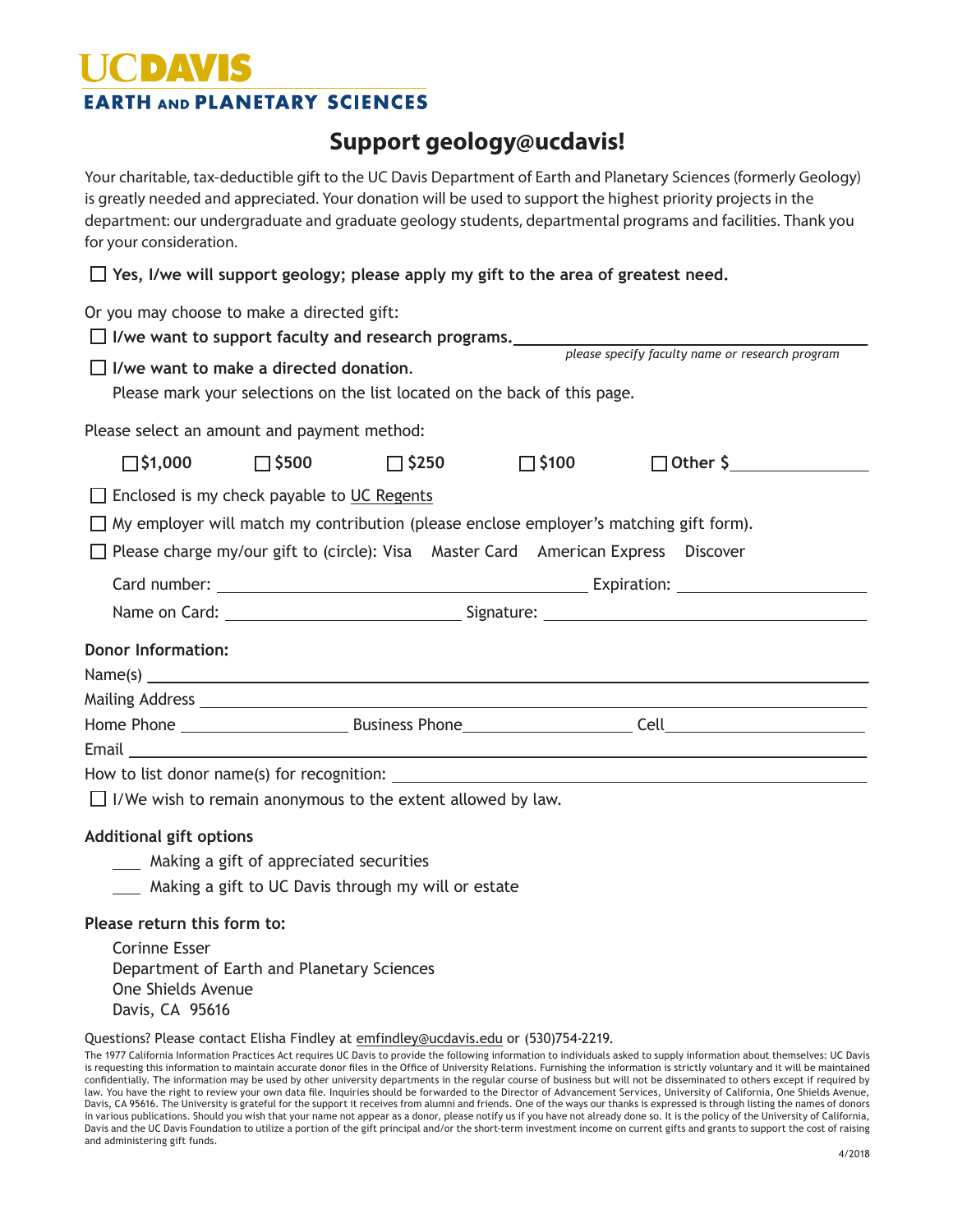# UCDAVIS

## EARTH AND PLANETARY SCIENCES

## Support geology@ucdavis!

Your charitable, tax-deductible gift to the UC Davis Department of Earth and Planetary Sciences (formerly Geology) is greatly needed and appreciated. Your donation will be used to support the highest priority projects in the department: our undergraduate and graduate geology students, departmental programs and facilities. Thank you for your consideration.

☐ **Yes, I/we will support geology; please apply my gift to the area of greatest need.**

Or you may choose to make a directed gift:

☐ **I/we want to support faculty and research programs.** ______________________________
*please specify faculty name or research program*

☐ **I/we want to make a directed donation.**
Please mark your selections on the list located on the back of this page.

Please select an amount and payment method:

☐ **$1,000** ☐ **$500** ☐ **$250** ☐ **$100** ☐ **Other $**__________

☐ Enclosed is my check payable to UC Regents

☐ My employer will match my contribution (please enclose employer's matching gift form).

☐ Please charge my/our gift to (circle): Visa Master Card American Express Discover

Card number: ______________________________ Expiration: ______________

Name on Card: ____________________ Signature: ______________________

**Donor Information:**

Name(s) ______________________________________________

Mailing Address ______________________________________________

Home Phone ______________ Business Phone ______________ Cell ______________

Email ______________________________________________

How to list donor name(s) for recognition: ______________________________

☐ I/We wish to remain anonymous to the extent allowed by law.

**Additional gift options**

___ Making a gift of appreciated securities

___ Making a gift to UC Davis through my will or estate

**Please return this form to:**

Corinne Esser
Department of Earth and Planetary Sciences
One Shields Avenue
Davis, CA 95616

Questions? Please contact Elisha Findley at emfindley@ucdavis.edu or (530)754-2219.

The 1977 California Information Practices Act requires UC Davis to provide the following information to individuals asked to supply information about themselves: UC Davis is requesting this information to maintain accurate donor files in the Office of University Relations. Furnishing the information is strictly voluntary and it will be maintained confidentially. The information may be used by other university departments in the regular course of business but will not be disseminated to others except if required by law. You have the right to review your own data file. Inquiries should be forwarded to the Director of Advancement Services, University of California, One Shields Avenue, Davis, CA 95616. The University is grateful for the support it receives from alumni and friends. One of the ways our thanks is expressed is through listing the names of donors in various publications. Should you wish that your name not appear as a donor, please notify us if you have not already done so. It is the policy of the University of California, Davis and the UC Davis Foundation to utilize a portion of the gift principal and/or the short-term investment income on current gifts and grants to support the cost of raising and administering gift funds.

4/2018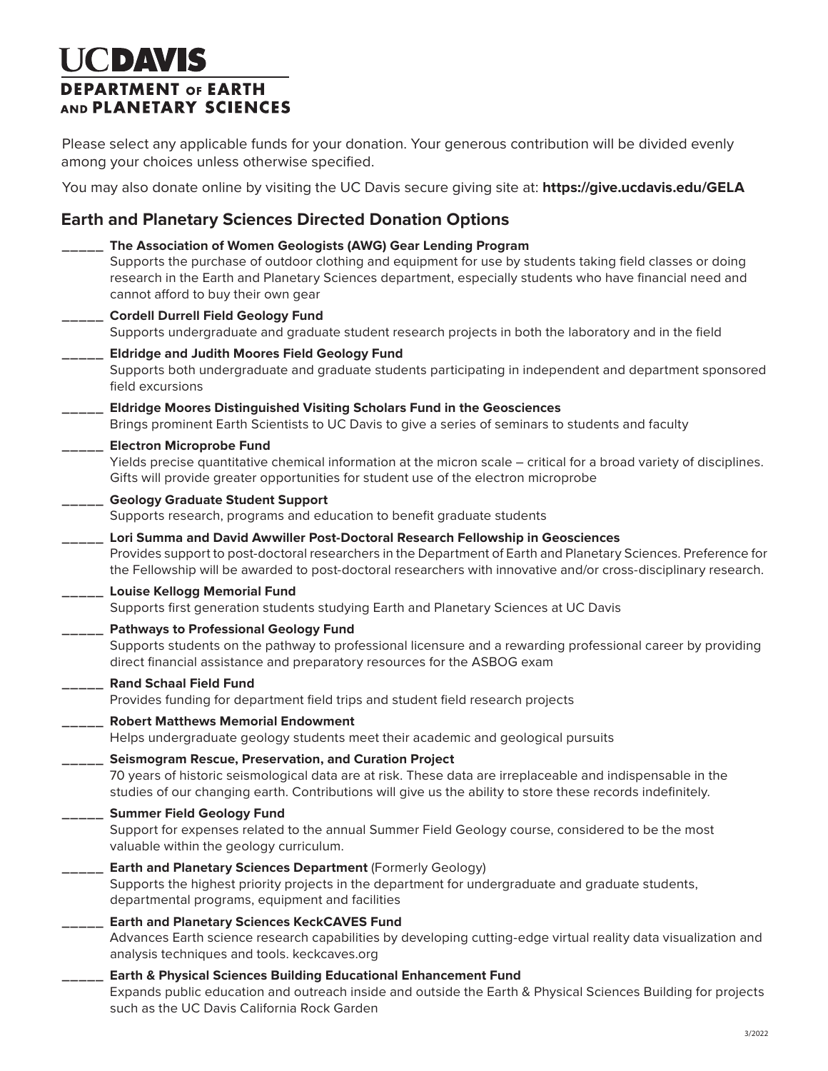# UCDAVIS

**DEPARTMENT OF EARTH AND PLANETARY SCIENCES**

Please select any applicable funds for your donation. Your generous contribution will be divided evenly among your choices unless otherwise specified.

You may also donate online by visiting the UC Davis secure giving site at: **https://give.ucdavis.edu/GELA**

## Earth and Planetary Sciences Directed Donation Options

_____ **The Association of Women Geologists (AWG) Gear Lending Program**
Supports the purchase of outdoor clothing and equipment for use by students taking field classes or doing research in the Earth and Planetary Sciences department, especially students who have financial need and cannot afford to buy their own gear

_____ **Cordell Durrell Field Geology Fund**
Supports undergraduate and graduate student research projects in both the laboratory and in the field

_____ **Eldridge and Judith Moores Field Geology Fund**
Supports both undergraduate and graduate students participating in independent and department sponsored field excursions

_____ **Eldridge Moores Distinguished Visiting Scholars Fund in the Geosciences**
Brings prominent Earth Scientists to UC Davis to give a series of seminars to students and faculty

_____ **Electron Microprobe Fund**
Yields precise quantitative chemical information at the micron scale – critical for a broad variety of disciplines. Gifts will provide greater opportunities for student use of the electron microprobe

_____ **Geology Graduate Student Support**
Supports research, programs and education to benefit graduate students

_____ **Lori Summa and David Awwiller Post-Doctoral Research Fellowship in Geosciences**
Provides support to post-doctoral researchers in the Department of Earth and Planetary Sciences. Preference for the Fellowship will be awarded to post-doctoral researchers with innovative and/or cross-disciplinary research.

_____ **Louise Kellogg Memorial Fund**
Supports first generation students studying Earth and Planetary Sciences at UC Davis

_____ **Pathways to Professional Geology Fund**
Supports students on the pathway to professional licensure and a rewarding professional career by providing direct financial assistance and preparatory resources for the ASBOG exam

_____ **Rand Schaal Field Fund**
Provides funding for department field trips and student field research projects

_____ **Robert Matthews Memorial Endowment**
Helps undergraduate geology students meet their academic and geological pursuits

_____ **Seismogram Rescue, Preservation, and Curation Project**
70 years of historic seismological data are at risk. These data are irreplaceable and indispensable in the studies of our changing earth. Contributions will give us the ability to store these records indefinitely.

_____ **Summer Field Geology Fund**
Support for expenses related to the annual Summer Field Geology course, considered to be the most valuable within the geology curriculum.

_____ **Earth and Planetary Sciences Department** (Formerly Geology)
Supports the highest priority projects in the department for undergraduate and graduate students, departmental programs, equipment and facilities

_____ **Earth and Planetary Sciences KeckCAVES Fund**
Advances Earth science research capabilities by developing cutting-edge virtual reality data visualization and analysis techniques and tools. keckcaves.org

_____ **Earth & Physical Sciences Building Educational Enhancement Fund**
Expands public education and outreach inside and outside the Earth & Physical Sciences Building for projects such as the UC Davis California Rock Garden

3/2022